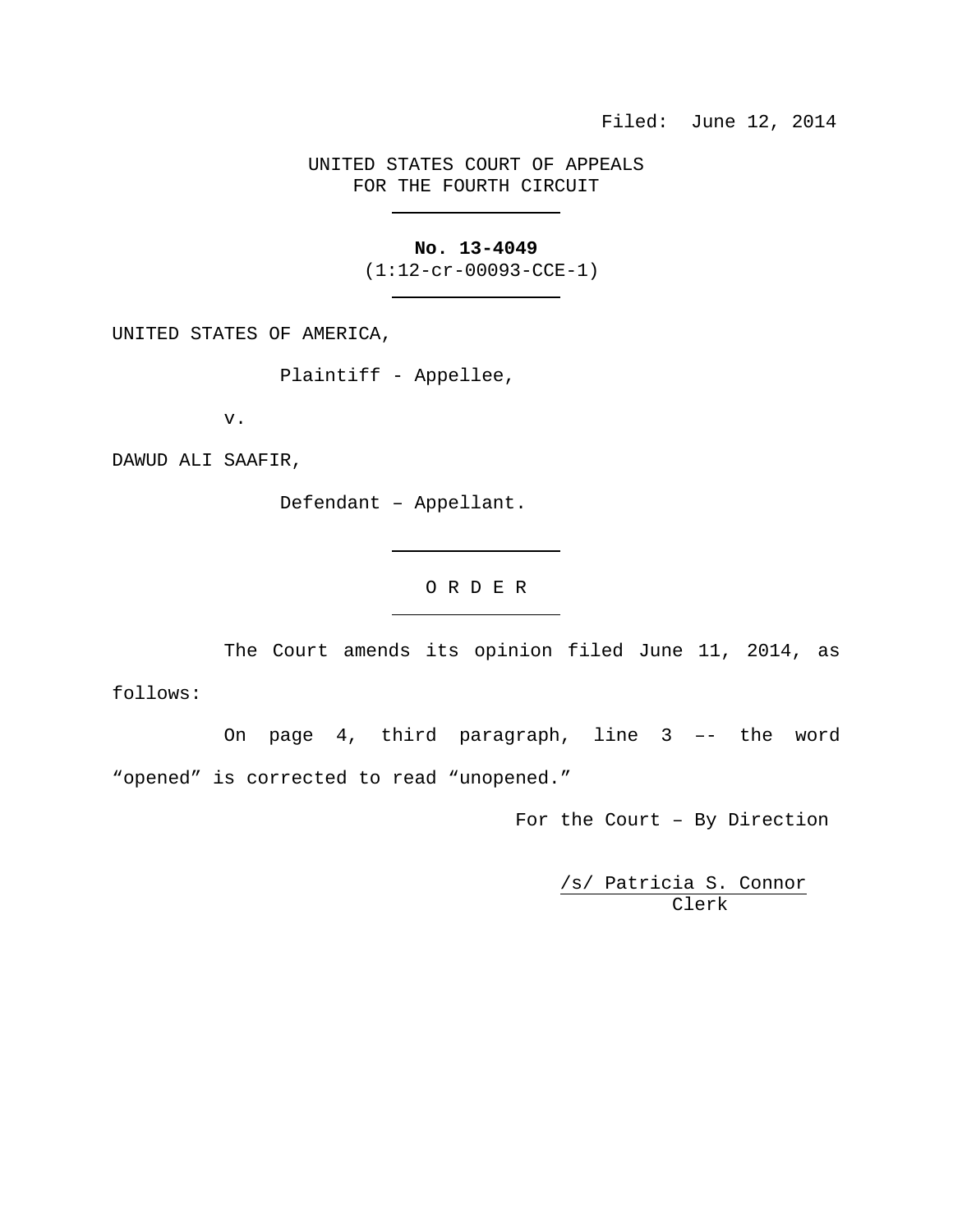Filed: June 12, 2014

UNITED STATES COURT OF APPEALS
FOR THE FOURTH CIRCUIT

---

**No. 13-4049**
(1:12-cr-00093-CCE-1)

---

UNITED STATES OF AMERICA,

Plaintiff - Appellee,

v.

DAWUD ALI SAAFIR,

Defendant – Appellant.

---

O R D E R

---

The Court amends its opinion filed June 11, 2014, as follows:

On page 4, third paragraph, line 3 –- the word "opened" is corrected to read "unopened."

For the Court – By Direction

/s/ Patricia S. Connor
Clerk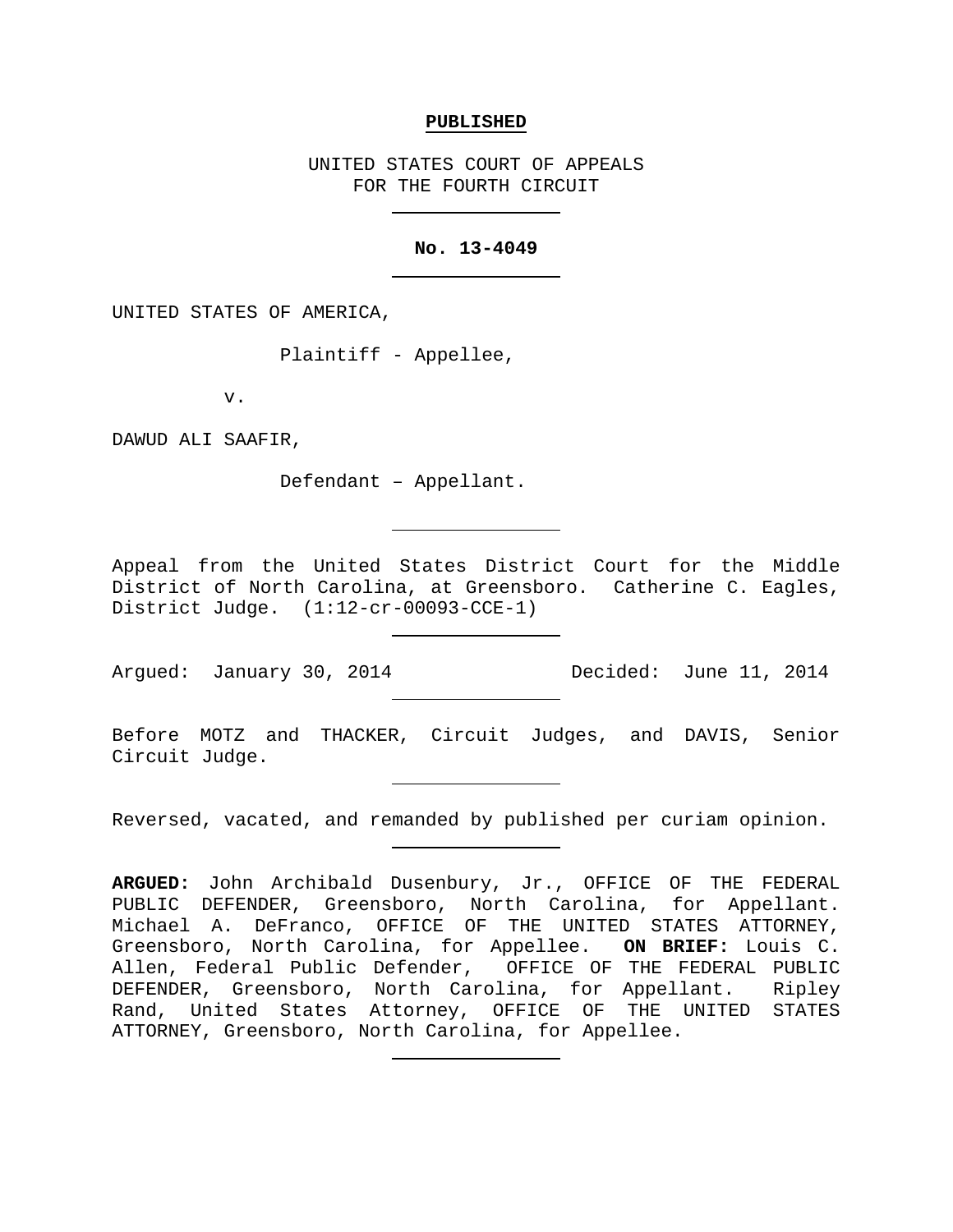**PUBLISHED**

UNITED STATES COURT OF APPEALS
FOR THE FOURTH CIRCUIT

---

**No. 13-4049**

---

UNITED STATES OF AMERICA,

Plaintiff - Appellee,

v.

DAWUD ALI SAAFIR,

Defendant – Appellant.

---

Appeal from the United States District Court for the Middle District of North Carolina, at Greensboro. Catherine C. Eagles, District Judge. (1:12-cr-00093-CCE-1)

---

Argued: January 30, 2014 Decided: June 11, 2014

---

Before MOTZ and THACKER, Circuit Judges, and DAVIS, Senior Circuit Judge.

---

Reversed, vacated, and remanded by published per curiam opinion.

---

**ARGUED:** John Archibald Dusenbury, Jr., OFFICE OF THE FEDERAL PUBLIC DEFENDER, Greensboro, North Carolina, for Appellant. Michael A. DeFranco, OFFICE OF THE UNITED STATES ATTORNEY, Greensboro, North Carolina, for Appellee. **ON BRIEF:** Louis C. Allen, Federal Public Defender, OFFICE OF THE FEDERAL PUBLIC DEFENDER, Greensboro, North Carolina, for Appellant. Ripley Rand, United States Attorney, OFFICE OF THE UNITED STATES ATTORNEY, Greensboro, North Carolina, for Appellee.

---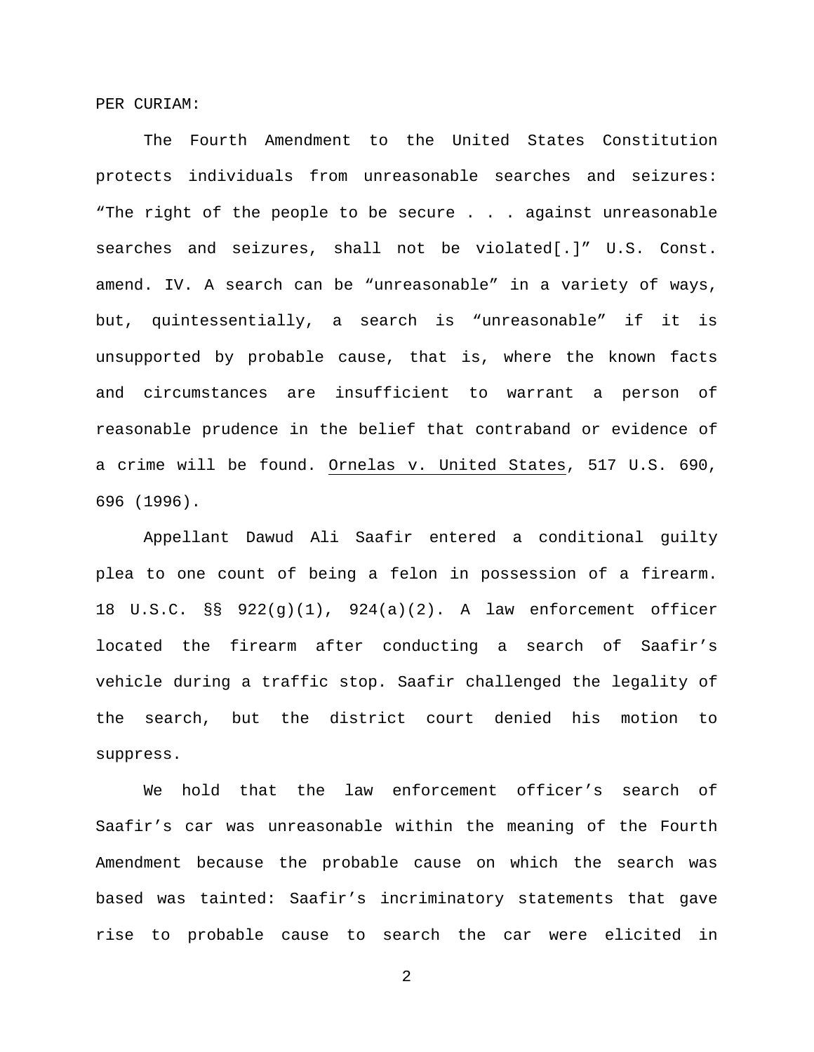PER CURIAM:

The Fourth Amendment to the United States Constitution protects individuals from unreasonable searches and seizures: "The right of the people to be secure . . . against unreasonable searches and seizures, shall not be violated[.]" U.S. Const. amend. IV. A search can be "unreasonable" in a variety of ways, but, quintessentially, a search is "unreasonable" if it is unsupported by probable cause, that is, where the known facts and circumstances are insufficient to warrant a person of reasonable prudence in the belief that contraband or evidence of a crime will be found. Ornelas v. United States, 517 U.S. 690, 696 (1996).

Appellant Dawud Ali Saafir entered a conditional guilty plea to one count of being a felon in possession of a firearm. 18 U.S.C. §§ 922(g)(1), 924(a)(2). A law enforcement officer located the firearm after conducting a search of Saafir's vehicle during a traffic stop. Saafir challenged the legality of the search, but the district court denied his motion to suppress.

We hold that the law enforcement officer's search of Saafir's car was unreasonable within the meaning of the Fourth Amendment because the probable cause on which the search was based was tainted: Saafir's incriminatory statements that gave rise to probable cause to search the car were elicited in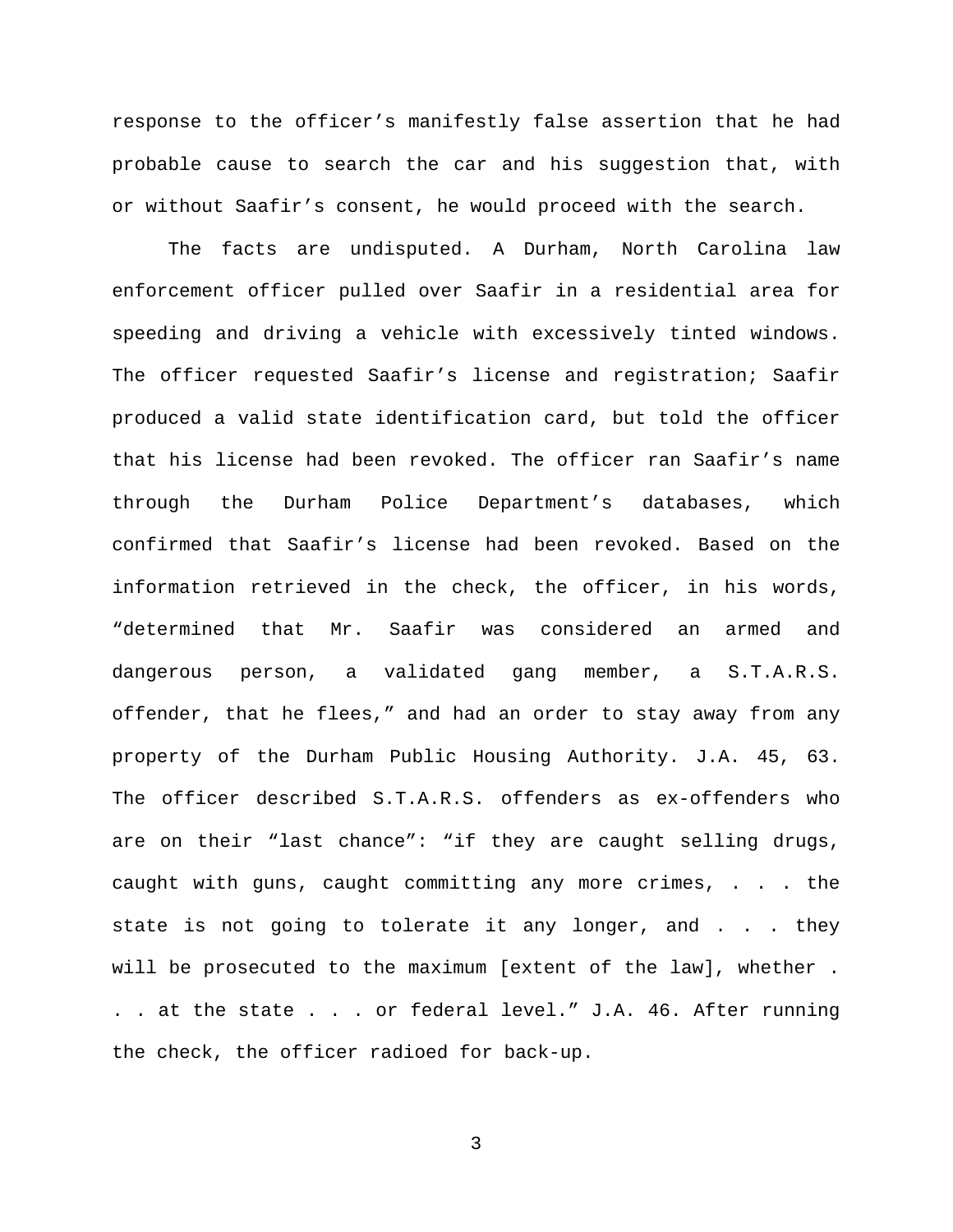response to the officer's manifestly false assertion that he had probable cause to search the car and his suggestion that, with or without Saafir's consent, he would proceed with the search.

The facts are undisputed. A Durham, North Carolina law enforcement officer pulled over Saafir in a residential area for speeding and driving a vehicle with excessively tinted windows. The officer requested Saafir's license and registration; Saafir produced a valid state identification card, but told the officer that his license had been revoked. The officer ran Saafir's name through the Durham Police Department's databases, which confirmed that Saafir's license had been revoked. Based on the information retrieved in the check, the officer, in his words, "determined that Mr. Saafir was considered an armed and dangerous person, a validated gang member, a S.T.A.R.S. offender, that he flees," and had an order to stay away from any property of the Durham Public Housing Authority. J.A. 45, 63. The officer described S.T.A.R.S. offenders as ex-offenders who are on their "last chance": "if they are caught selling drugs, caught with guns, caught committing any more crimes, . . . the state is not going to tolerate it any longer, and . . . they will be prosecuted to the maximum [extent of the law], whether . . . at the state . . . or federal level." J.A. 46. After running the check, the officer radioed for back-up.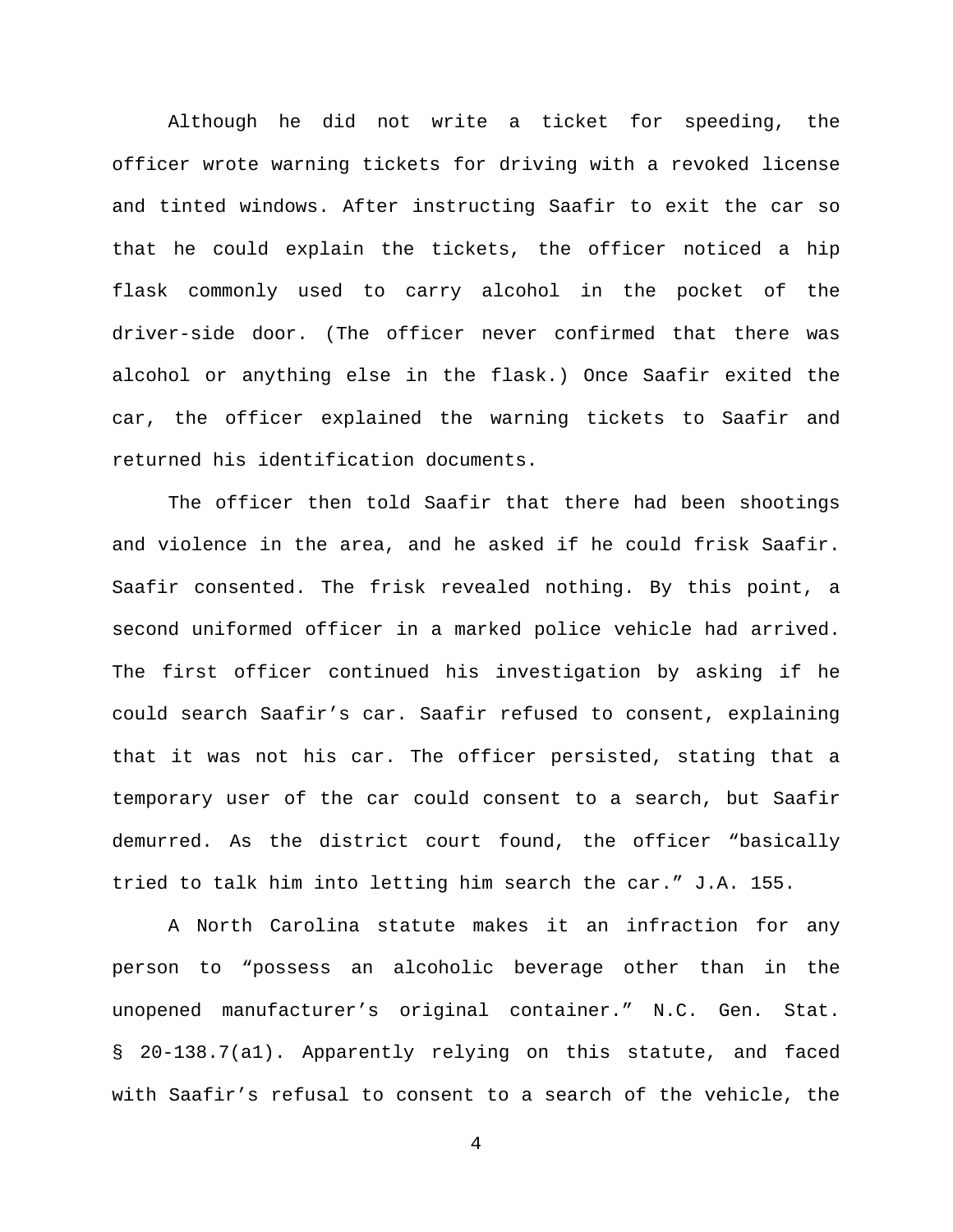Although he did not write a ticket for speeding, the officer wrote warning tickets for driving with a revoked license and tinted windows. After instructing Saafir to exit the car so that he could explain the tickets, the officer noticed a hip flask commonly used to carry alcohol in the pocket of the driver-side door. (The officer never confirmed that there was alcohol or anything else in the flask.) Once Saafir exited the car, the officer explained the warning tickets to Saafir and returned his identification documents.

The officer then told Saafir that there had been shootings and violence in the area, and he asked if he could frisk Saafir. Saafir consented. The frisk revealed nothing. By this point, a second uniformed officer in a marked police vehicle had arrived. The first officer continued his investigation by asking if he could search Saafir's car. Saafir refused to consent, explaining that it was not his car. The officer persisted, stating that a temporary user of the car could consent to a search, but Saafir demurred. As the district court found, the officer "basically tried to talk him into letting him search the car." J.A. 155.

A North Carolina statute makes it an infraction for any person to "possess an alcoholic beverage other than in the unopened manufacturer's original container." N.C. Gen. Stat. § 20-138.7(a1). Apparently relying on this statute, and faced with Saafir's refusal to consent to a search of the vehicle, the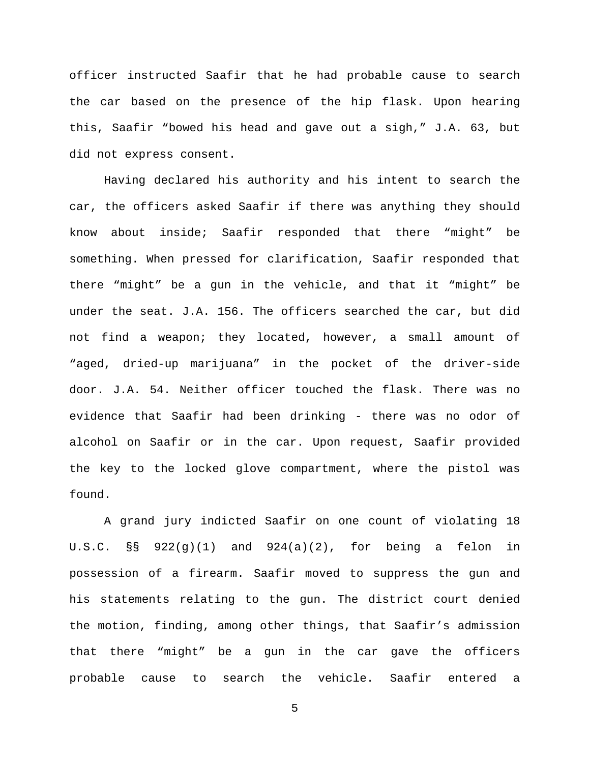officer instructed Saafir that he had probable cause to search the car based on the presence of the hip flask. Upon hearing this, Saafir "bowed his head and gave out a sigh," J.A. 63, but did not express consent.

Having declared his authority and his intent to search the car, the officers asked Saafir if there was anything they should know about inside; Saafir responded that there "might" be something. When pressed for clarification, Saafir responded that there "might" be a gun in the vehicle, and that it "might" be under the seat. J.A. 156. The officers searched the car, but did not find a weapon; they located, however, a small amount of "aged, dried-up marijuana" in the pocket of the driver-side door. J.A. 54. Neither officer touched the flask. There was no evidence that Saafir had been drinking - there was no odor of alcohol on Saafir or in the car. Upon request, Saafir provided the key to the locked glove compartment, where the pistol was found.

A grand jury indicted Saafir on one count of violating 18 U.S.C. §§ 922(g)(1) and 924(a)(2), for being a felon in possession of a firearm. Saafir moved to suppress the gun and his statements relating to the gun. The district court denied the motion, finding, among other things, that Saafir's admission that there "might" be a gun in the car gave the officers probable cause to search the vehicle. Saafir entered a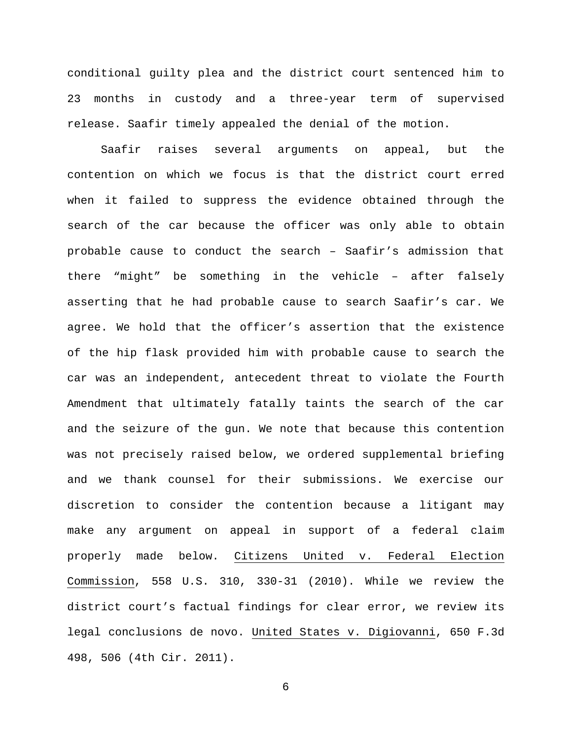conditional guilty plea and the district court sentenced him to 23 months in custody and a three-year term of supervised release. Saafir timely appealed the denial of the motion.

Saafir raises several arguments on appeal, but the contention on which we focus is that the district court erred when it failed to suppress the evidence obtained through the search of the car because the officer was only able to obtain probable cause to conduct the search – Saafir's admission that there "might" be something in the vehicle – after falsely asserting that he had probable cause to search Saafir's car. We agree. We hold that the officer's assertion that the existence of the hip flask provided him with probable cause to search the car was an independent, antecedent threat to violate the Fourth Amendment that ultimately fatally taints the search of the car and the seizure of the gun. We note that because this contention was not precisely raised below, we ordered supplemental briefing and we thank counsel for their submissions. We exercise our discretion to consider the contention because a litigant may make any argument on appeal in support of a federal claim properly made below. Citizens United v. Federal Election Commission, 558 U.S. 310, 330-31 (2010). While we review the district court's factual findings for clear error, we review its legal conclusions de novo. United States v. Digiovanni, 650 F.3d 498, 506 (4th Cir. 2011).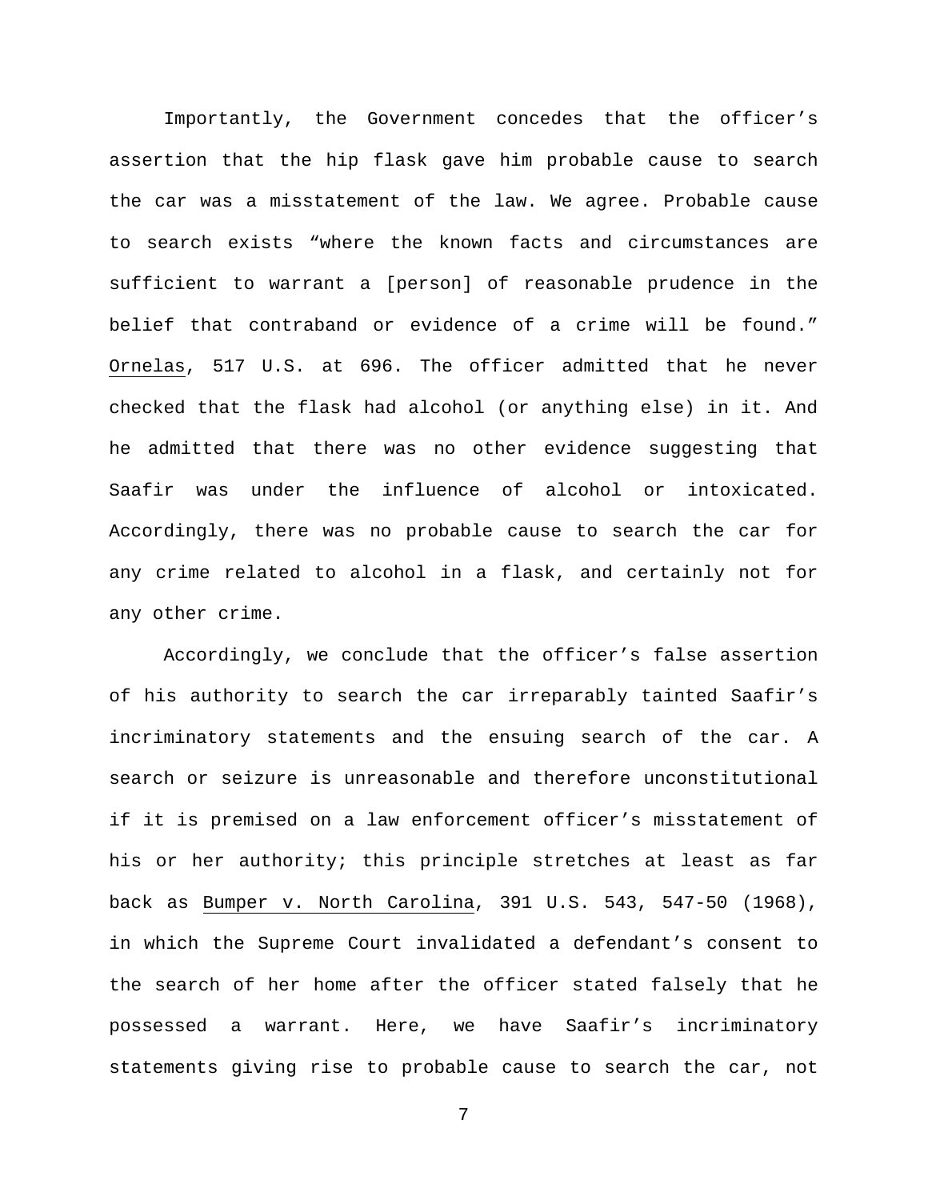Importantly, the Government concedes that the officer's assertion that the hip flask gave him probable cause to search the car was a misstatement of the law. We agree. Probable cause to search exists "where the known facts and circumstances are sufficient to warrant a [person] of reasonable prudence in the belief that contraband or evidence of a crime will be found." Ornelas, 517 U.S. at 696. The officer admitted that he never checked that the flask had alcohol (or anything else) in it. And he admitted that there was no other evidence suggesting that Saafir was under the influence of alcohol or intoxicated. Accordingly, there was no probable cause to search the car for any crime related to alcohol in a flask, and certainly not for any other crime.

Accordingly, we conclude that the officer's false assertion of his authority to search the car irreparably tainted Saafir's incriminatory statements and the ensuing search of the car. A search or seizure is unreasonable and therefore unconstitutional if it is premised on a law enforcement officer's misstatement of his or her authority; this principle stretches at least as far back as Bumper v. North Carolina, 391 U.S. 543, 547-50 (1968), in which the Supreme Court invalidated a defendant's consent to the search of her home after the officer stated falsely that he possessed a warrant. Here, we have Saafir's incriminatory statements giving rise to probable cause to search the car, not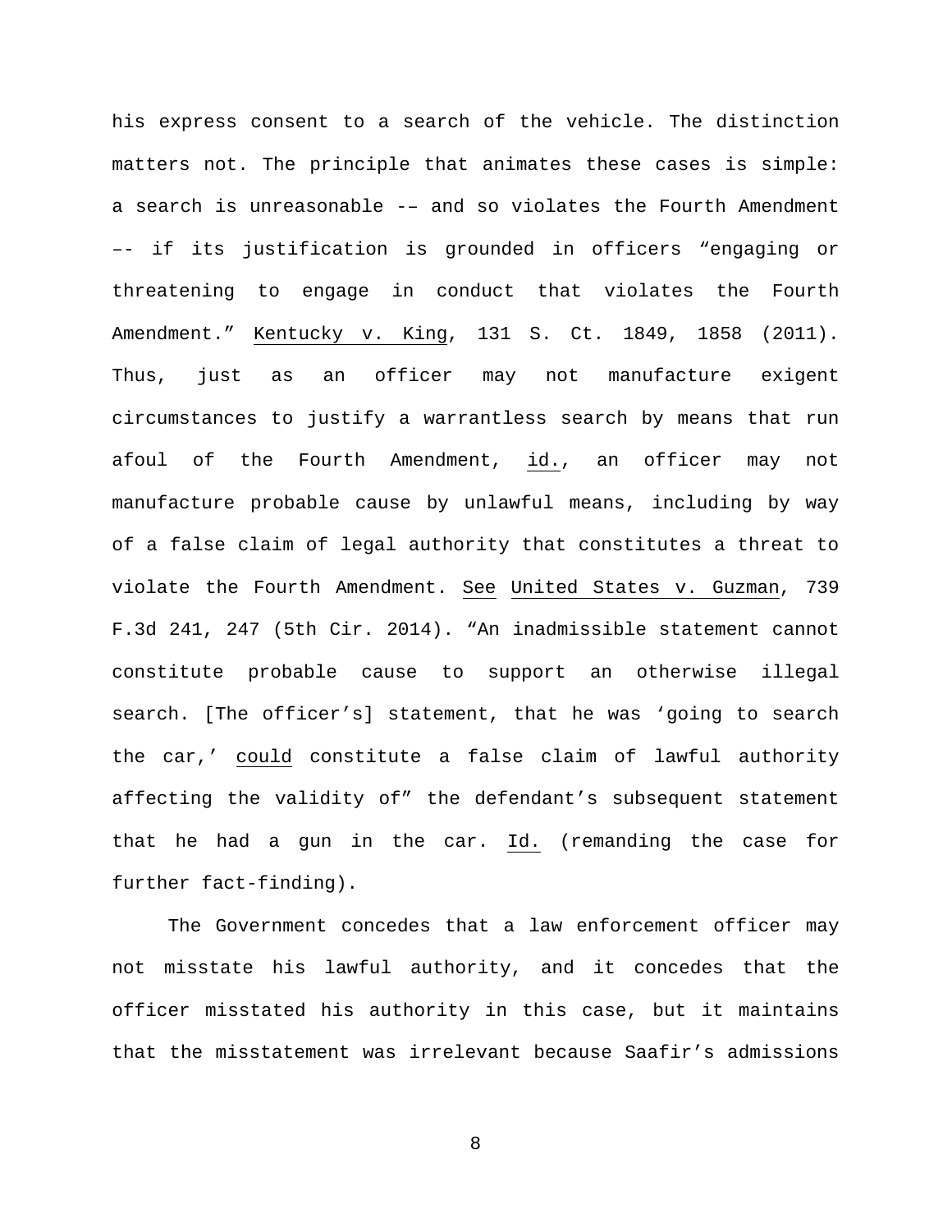his express consent to a search of the vehicle. The distinction matters not. The principle that animates these cases is simple: a search is unreasonable -– and so violates the Fourth Amendment –- if its justification is grounded in officers "engaging or threatening to engage in conduct that violates the Fourth Amendment." Kentucky v. King, 131 S. Ct. 1849, 1858 (2011). Thus, just as an officer may not manufacture exigent circumstances to justify a warrantless search by means that run afoul of the Fourth Amendment, id., an officer may not manufacture probable cause by unlawful means, including by way of a false claim of legal authority that constitutes a threat to violate the Fourth Amendment. See United States v. Guzman, 739 F.3d 241, 247 (5th Cir. 2014). "An inadmissible statement cannot constitute probable cause to support an otherwise illegal search. [The officer's] statement, that he was 'going to search the car,' could constitute a false claim of lawful authority affecting the validity of" the defendant's subsequent statement that he had a gun in the car. Id. (remanding the case for further fact-finding).

The Government concedes that a law enforcement officer may not misstate his lawful authority, and it concedes that the officer misstated his authority in this case, but it maintains that the misstatement was irrelevant because Saafir's admissions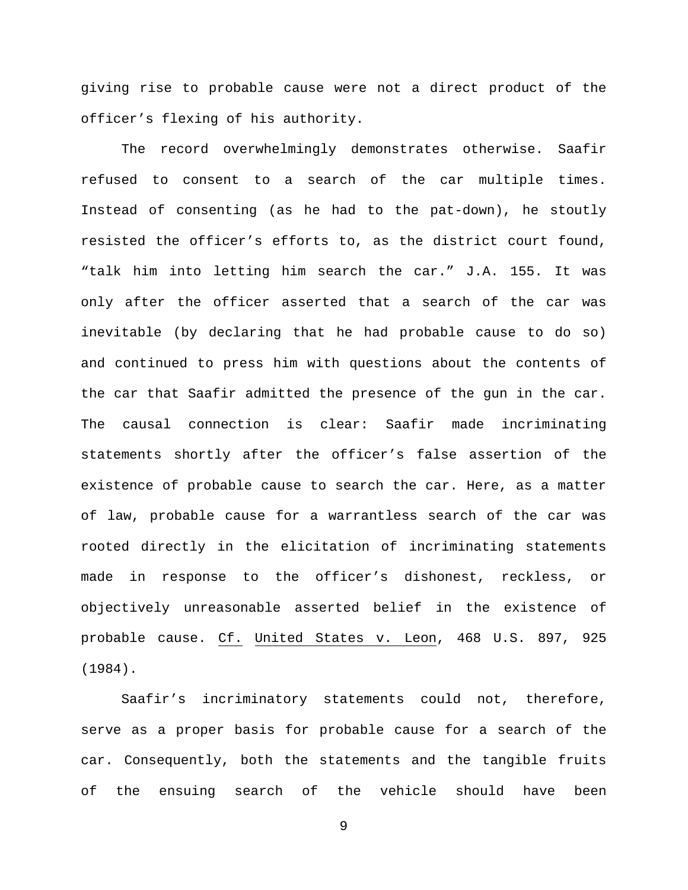giving rise to probable cause were not a direct product of the officer's flexing of his authority.

The record overwhelmingly demonstrates otherwise. Saafir refused to consent to a search of the car multiple times. Instead of consenting (as he had to the pat-down), he stoutly resisted the officer's efforts to, as the district court found, "talk him into letting him search the car." J.A. 155. It was only after the officer asserted that a search of the car was inevitable (by declaring that he had probable cause to do so) and continued to press him with questions about the contents of the car that Saafir admitted the presence of the gun in the car. The causal connection is clear: Saafir made incriminating statements shortly after the officer's false assertion of the existence of probable cause to search the car. Here, as a matter of law, probable cause for a warrantless search of the car was rooted directly in the elicitation of incriminating statements made in response to the officer's dishonest, reckless, or objectively unreasonable asserted belief in the existence of probable cause. Cf. United States v. Leon, 468 U.S. 897, 925 (1984).

Saafir's incriminatory statements could not, therefore, serve as a proper basis for probable cause for a search of the car. Consequently, both the statements and the tangible fruits of the ensuing search of the vehicle should have been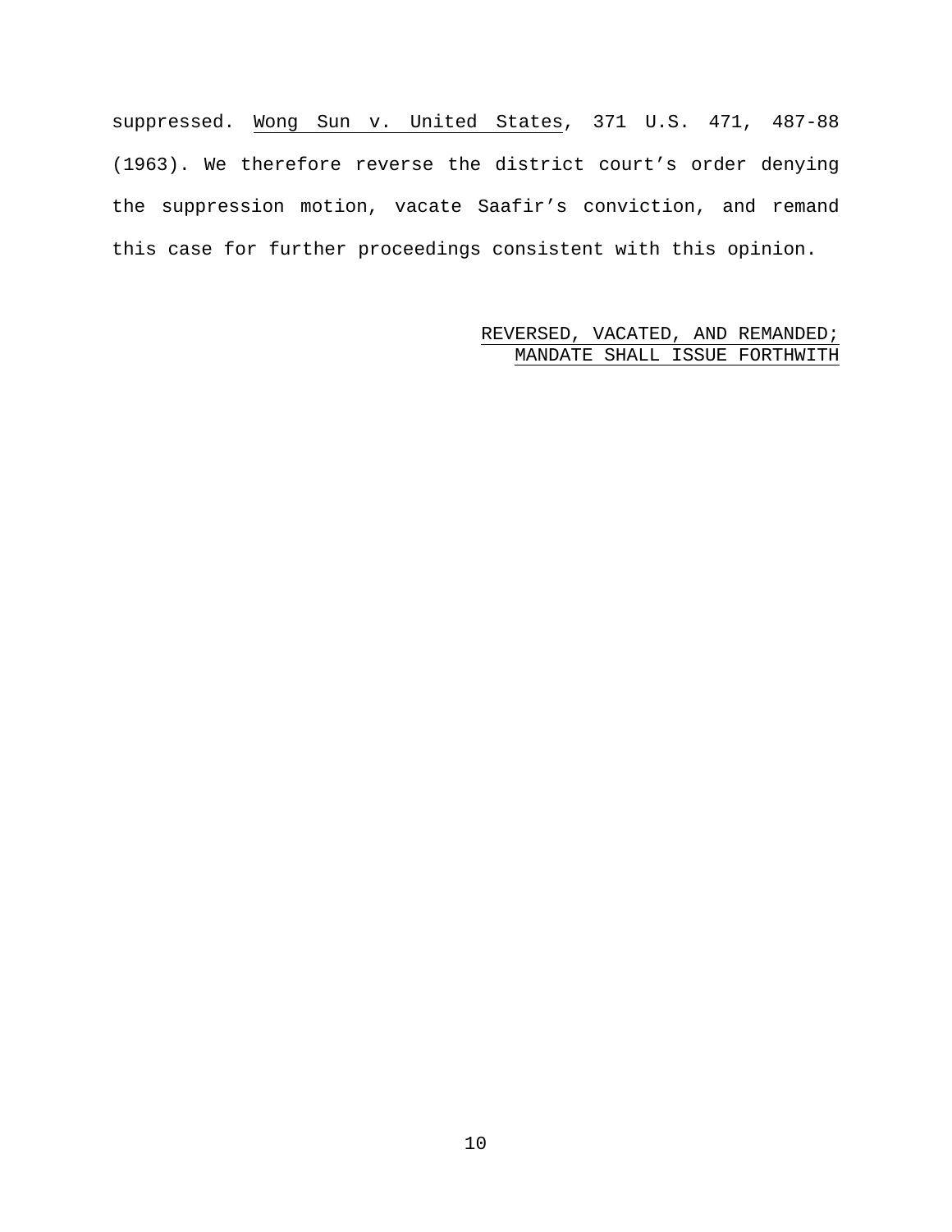suppressed. Wong Sun v. United States, 371 U.S. 471, 487-88 (1963). We therefore reverse the district court's order denying the suppression motion, vacate Saafir's conviction, and remand this case for further proceedings consistent with this opinion.

REVERSED, VACATED, AND REMANDED;
MANDATE SHALL ISSUE FORTHWITH